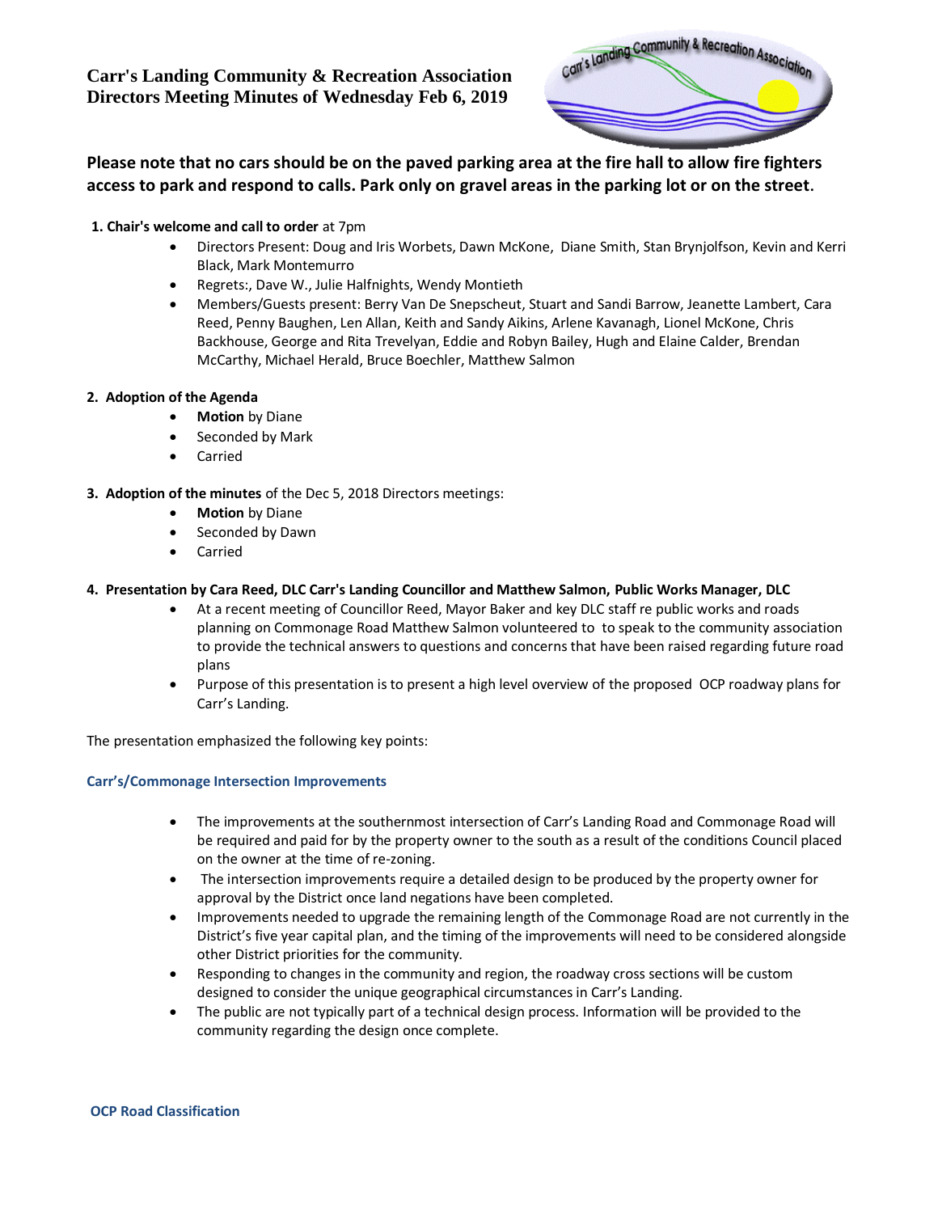# Carr's Landing Community & Recreation Association
# Directors Meeting Minutes of Wednesday Feb 6, 2019

**Please note that no cars should be on the paved parking area at the fire hall to allow fire fighters access to park and respond to calls. Park only on gravel areas in the parking lot or on the street.**

1. **Chair's welcome and call to order** at 7pm
   - Directors Present: Doug and Iris Worbets, Dawn McKone, Diane Smith, Stan Brynjolfson, Kevin and Kerri Black, Mark Montemurro
   - Regrets:, Dave W., Julie Halfnights, Wendy Montieth
   - Members/Guests present: Berry Van De Snepscheut, Stuart and Sandi Barrow, Jeanette Lambert, Cara Reed, Penny Baughen, Len Allan, Keith and Sandy Aikins, Arlene Kavanagh, Lionel McKone, Chris Backhouse, George and Rita Trevelyan, Eddie and Robyn Bailey, Hugh and Elaine Calder, Brendan McCarthy, Michael Herald, Bruce Boechler, Matthew Salmon

2. **Adoption of the Agenda**
   - **Motion** by Diane
   - Seconded by Mark
   - Carried

3. **Adoption of the minutes** of the Dec 5, 2018 Directors meetings:
   - **Motion** by Diane
   - Seconded by Dawn
   - Carried

4. **Presentation by Cara Reed, DLC Carr's Landing Councillor and Matthew Salmon, Public Works Manager, DLC**
   - At a recent meeting of Councillor Reed, Mayor Baker and key DLC staff re public works and roads planning on Commonage Road Matthew Salmon volunteered to to speak to the community association to provide the technical answers to questions and concerns that have been raised regarding future road plans
   - Purpose of this presentation is to present a high level overview of the proposed OCP roadway plans for Carr's Landing.

The presentation emphasized the following key points:

### Carr's/Commonage Intersection Improvements

- The improvements at the southernmost intersection of Carr's Landing Road and Commonage Road will be required and paid for by the property owner to the south as a result of the conditions Council placed on the owner at the time of re-zoning.
- The intersection improvements require a detailed design to be produced by the property owner for approval by the District once land negations have been completed.
- Improvements needed to upgrade the remaining length of the Commonage Road are not currently in the District's five year capital plan, and the timing of the improvements will need to be considered alongside other District priorities for the community.
- Responding to changes in the community and region, the roadway cross sections will be custom designed to consider the unique geographical circumstances in Carr's Landing.
- The public are not typically part of a technical design process. Information will be provided to the community regarding the design once complete.

### OCP Road Classification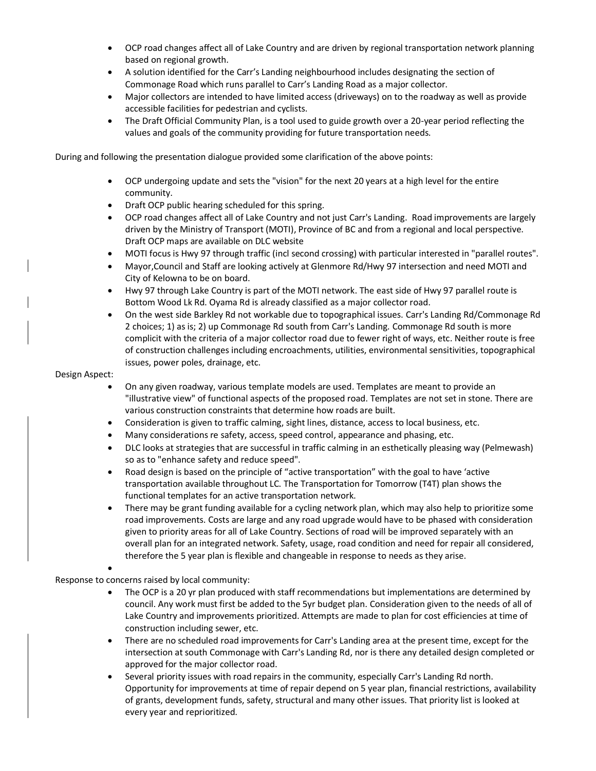- OCP road changes affect all of Lake Country and are driven by regional transportation network planning based on regional growth.
- A solution identified for the Carr's Landing neighbourhood includes designating the section of Commonage Road which runs parallel to Carr's Landing Road as a major collector.
- Major collectors are intended to have limited access (driveways) on to the roadway as well as provide accessible facilities for pedestrian and cyclists.
- The Draft Official Community Plan, is a tool used to guide growth over a 20-year period reflecting the values and goals of the community providing for future transportation needs.

During and following the presentation dialogue provided some clarification of the above points:

- OCP undergoing update and sets the "vision" for the next 20 years at a high level for the entire community.
- Draft OCP public hearing scheduled for this spring.
- OCP road changes affect all of Lake Country and not just Carr's Landing. Road improvements are largely driven by the Ministry of Transport (MOTI), Province of BC and from a regional and local perspective. Draft OCP maps are available on DLC website
- MOTI focus is Hwy 97 through traffic (incl second crossing) with particular interested in "parallel routes".
- Mayor,Council and Staff are looking actively at Glenmore Rd/Hwy 97 intersection and need MOTI and City of Kelowna to be on board.
- Hwy 97 through Lake Country is part of the MOTI network. The east side of Hwy 97 parallel route is Bottom Wood Lk Rd. Oyama Rd is already classified as a major collector road.
- On the west side Barkley Rd not workable due to topographical issues. Carr's Landing Rd/Commonage Rd 2 choices; 1) as is; 2) up Commonage Rd south from Carr's Landing. Commonage Rd south is more complicit with the criteria of a major collector road due to fewer right of ways, etc. Neither route is free of construction challenges including encroachments, utilities, environmental sensitivities, topographical issues, power poles, drainage, etc.

Design Aspect:

- On any given roadway, various template models are used. Templates are meant to provide an "illustrative view" of functional aspects of the proposed road. Templates are not set in stone. There are various construction constraints that determine how roads are built.
- Consideration is given to traffic calming, sight lines, distance, access to local business, etc.
- Many considerations re safety, access, speed control, appearance and phasing, etc.
- DLC looks at strategies that are successful in traffic calming in an esthetically pleasing way (Pelmewash) so as to "enhance safety and reduce speed".
- Road design is based on the principle of "active transportation" with the goal to have 'active transportation available throughout LC. The Transportation for Tomorrow (T4T) plan shows the functional templates for an active transportation network.
- There may be grant funding available for a cycling network plan, which may also help to prioritize some road improvements. Costs are large and any road upgrade would have to be phased with consideration given to priority areas for all of Lake Country. Sections of road will be improved separately with an overall plan for an integrated network. Safety, usage, road condition and need for repair all considered, therefore the 5 year plan is flexible and changeable in response to needs as they arise.

Response to concerns raised by local community:

- The OCP is a 20 yr plan produced with staff recommendations but implementations are determined by council. Any work must first be added to the 5yr budget plan. Consideration given to the needs of all of Lake Country and improvements prioritized. Attempts are made to plan for cost efficiencies at time of construction including sewer, etc.
- There are no scheduled road improvements for Carr's Landing area at the present time, except for the intersection at south Commonage with Carr's Landing Rd, nor is there any detailed design completed or approved for the major collector road.
- Several priority issues with road repairs in the community, especially Carr's Landing Rd north. Opportunity for improvements at time of repair depend on 5 year plan, financial restrictions, availability of grants, development funds, safety, structural and many other issues. That priority list is looked at every year and reprioritized.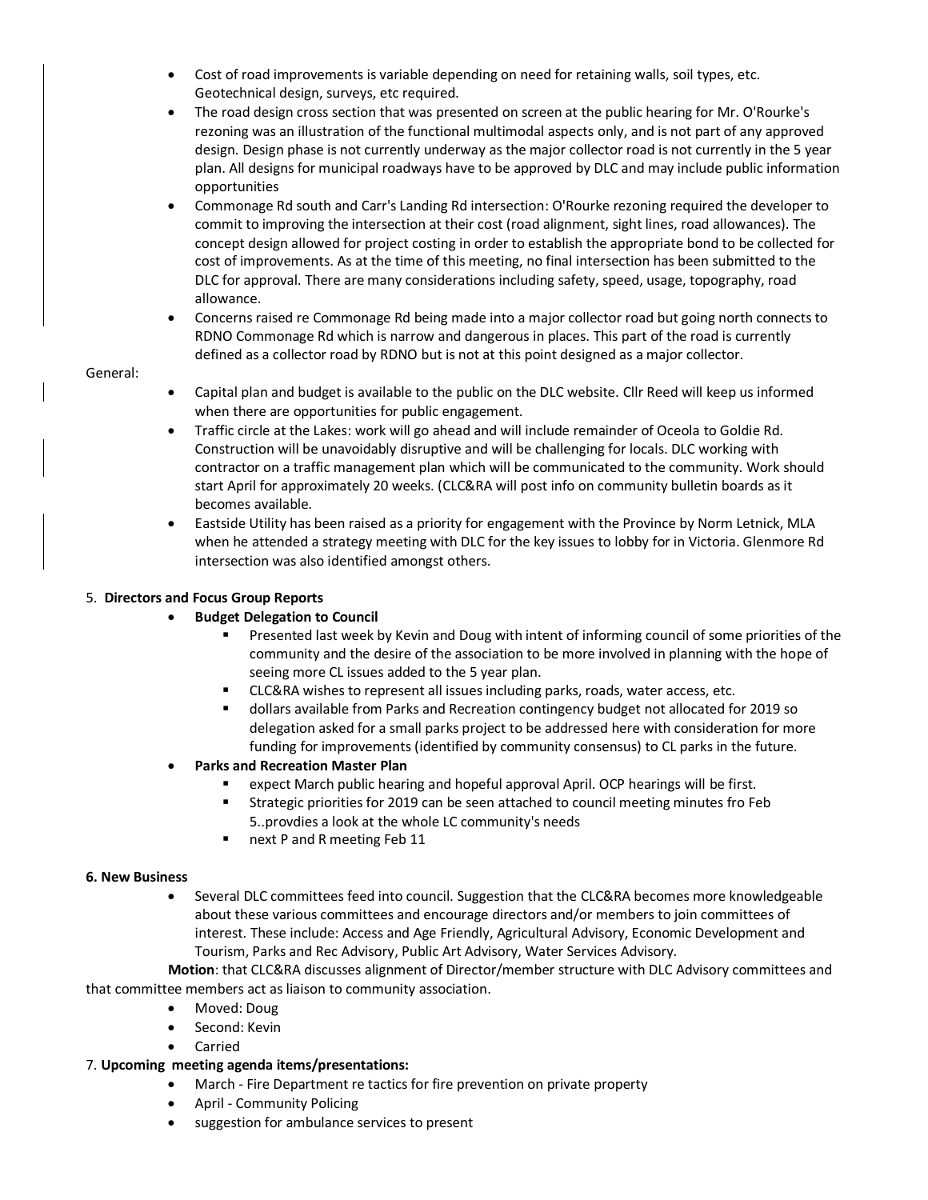- Cost of road improvements is variable depending on need for retaining walls, soil types, etc. Geotechnical design, surveys, etc required.
- The road design cross section that was presented on screen at the public hearing for Mr. O'Rourke's rezoning was an illustration of the functional multimodal aspects only, and is not part of any approved design. Design phase is not currently underway as the major collector road is not currently in the 5 year plan. All designs for municipal roadways have to be approved by DLC and may include public information opportunities
- Commonage Rd south and Carr's Landing Rd intersection: O'Rourke rezoning required the developer to commit to improving the intersection at their cost (road alignment, sight lines, road allowances). The concept design allowed for project costing in order to establish the appropriate bond to be collected for cost of improvements. As at the time of this meeting, no final intersection has been submitted to the DLC for approval. There are many considerations including safety, speed, usage, topography, road allowance.
- Concerns raised re Commonage Rd being made into a major collector road but going north connects to RDNO Commonage Rd which is narrow and dangerous in places. This part of the road is currently defined as a collector road by RDNO but is not at this point designed as a major collector.

General:

- Capital plan and budget is available to the public on the DLC website. Cllr Reed will keep us informed when there are opportunities for public engagement.
- Traffic circle at the Lakes: work will go ahead and will include remainder of Oceola to Goldie Rd. Construction will be unavoidably disruptive and will be challenging for locals. DLC working with contractor on a traffic management plan which will be communicated to the community. Work should start April for approximately 20 weeks. (CLC&RA will post info on community bulletin boards as it becomes available.
- Eastside Utility has been raised as a priority for engagement with the Province by Norm Letnick, MLA when he attended a strategy meeting with DLC for the key issues to lobby for in Victoria. Glenmore Rd intersection was also identified amongst others.

5. **Directors and Focus Group Reports**
   - **Budget Delegation to Council**
     - Presented last week by Kevin and Doug with intent of informing council of some priorities of the community and the desire of the association to be more involved in planning with the hope of seeing more CL issues added to the 5 year plan.
     - CLC&RA wishes to represent all issues including parks, roads, water access, etc.
     - dollars available from Parks and Recreation contingency budget not allocated for 2019 so delegation asked for a small parks project to be addressed here with consideration for more funding for improvements (identified by community consensus) to CL parks in the future.
   - **Parks and Recreation Master Plan**
     - expect March public hearing and hopeful approval April. OCP hearings will be first.
     - Strategic priorities for 2019 can be seen attached to council meeting minutes fro Feb 5..provdies a look at the whole LC community's needs
     - next P and R meeting Feb 11

**6. New Business**

- Several DLC committees feed into council. Suggestion that the CLC&RA becomes more knowledgeable about these various committees and encourage directors and/or members to join committees of interest. These include: Access and Age Friendly, Agricultural Advisory, Economic Development and Tourism, Parks and Rec Advisory, Public Art Advisory, Water Services Advisory.

**Motion**: that CLC&RA discusses alignment of Director/member structure with DLC Advisory committees and that committee members act as liaison to community association.

- Moved: Doug
- Second: Kevin
- Carried

7. **Upcoming meeting agenda items/presentations:**
   - March - Fire Department re tactics for fire prevention on private property
   - April - Community Policing
   - suggestion for ambulance services to present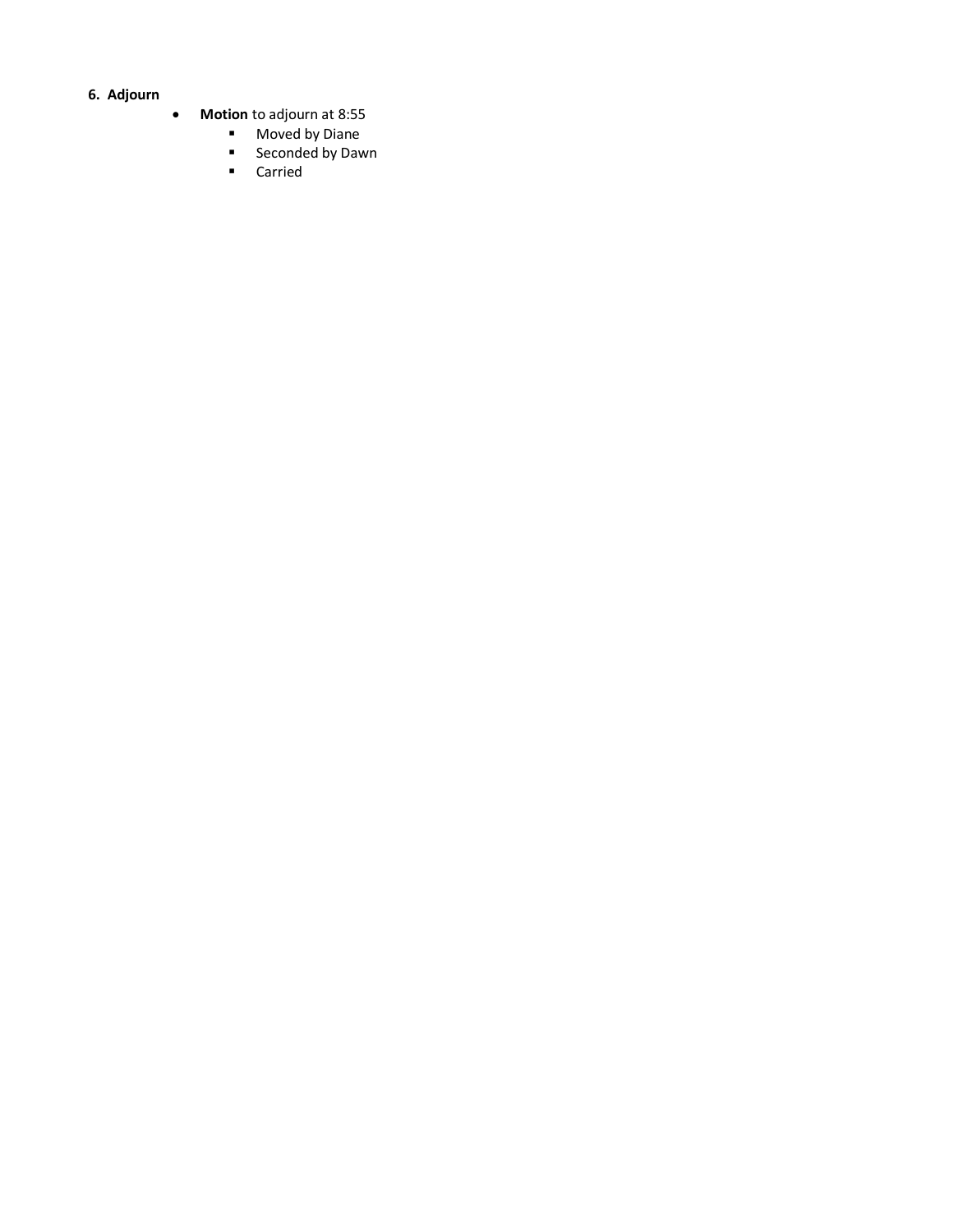**6. Adjourn**

- **Motion** to adjourn at 8:55
    - Moved by Diane
    - Seconded by Dawn
    - Carried